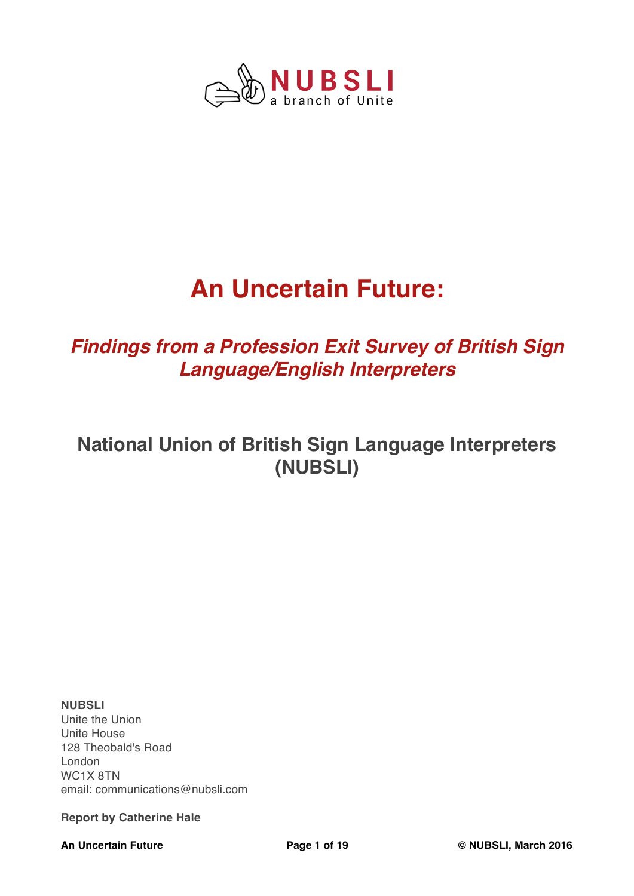NUBSLI
a branch of Unite

# An Uncertain Future:

## *Findings from a Profession Exit Survey of British Sign Language/English Interpreters*

## National Union of British Sign Language Interpreters (NUBSLI)

**NUBSLI**
Unite the Union
Unite House
128 Theobald's Road
London
WC1X 8TN
email: communications@nubsli.com

**Report by Catherine Hale**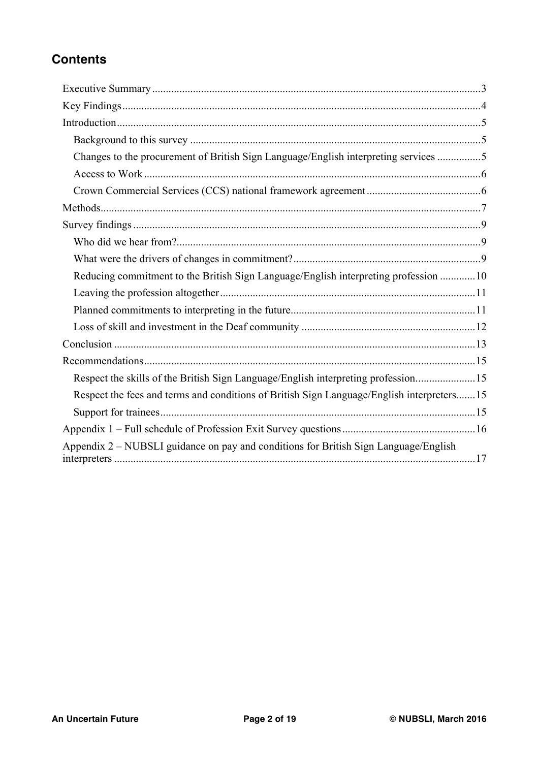## Contents

- Executive Summary ........ 3
- Key Findings ........ 4
- Introduction ........ 5
  - Background to this survey ........ 5
  - Changes to the procurement of British Sign Language/English interpreting services ........ 5
  - Access to Work ........ 6
  - Crown Commercial Services (CCS) national framework agreement ........ 6
- Methods ........ 7
- Survey findings ........ 9
  - Who did we hear from? ........ 9
  - What were the drivers of changes in commitment? ........ 9
  - Reducing commitment to the British Sign Language/English interpreting profession ........ 10
  - Leaving the profession altogether ........ 11
  - Planned commitments to interpreting in the future ........ 11
  - Loss of skill and investment in the Deaf community ........ 12
- Conclusion ........ 13
- Recommendations ........ 15
  - Respect the skills of the British Sign Language/English interpreting profession. ........ 15
  - Respect the fees and terms and conditions of British Sign Language/English interpreters ........ 15
  - Support for trainees ........ 15
- Appendix 1 – Full schedule of Profession Exit Survey questions ........ 16
- Appendix 2 – NUBSLI guidance on pay and conditions for British Sign Language/English interpreters ........ 17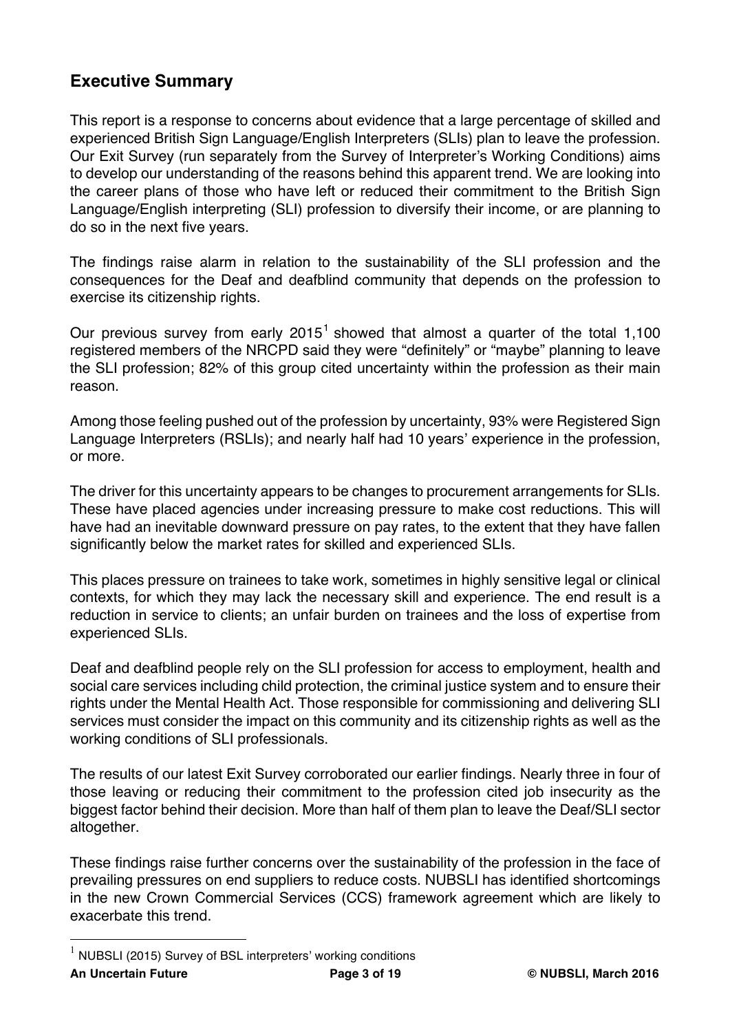## Executive Summary

This report is a response to concerns about evidence that a large percentage of skilled and experienced British Sign Language/English Interpreters (SLIs) plan to leave the profession. Our Exit Survey (run separately from the Survey of Interpreter's Working Conditions) aims to develop our understanding of the reasons behind this apparent trend. We are looking into the career plans of those who have left or reduced their commitment to the British Sign Language/English interpreting (SLI) profession to diversify their income, or are planning to do so in the next five years.

The findings raise alarm in relation to the sustainability of the SLI profession and the consequences for the Deaf and deafblind community that depends on the profession to exercise its citizenship rights.

Our previous survey from early 2015[1] showed that almost a quarter of the total 1,100 registered members of the NRCPD said they were "definitely" or "maybe" planning to leave the SLI profession; 82% of this group cited uncertainty within the profession as their main reason.

Among those feeling pushed out of the profession by uncertainty, 93% were Registered Sign Language Interpreters (RSLIs); and nearly half had 10 years' experience in the profession, or more.

The driver for this uncertainty appears to be changes to procurement arrangements for SLIs. These have placed agencies under increasing pressure to make cost reductions. This will have had an inevitable downward pressure on pay rates, to the extent that they have fallen significantly below the market rates for skilled and experienced SLIs.

This places pressure on trainees to take work, sometimes in highly sensitive legal or clinical contexts, for which they may lack the necessary skill and experience. The end result is a reduction in service to clients; an unfair burden on trainees and the loss of expertise from experienced SLIs.

Deaf and deafblind people rely on the SLI profession for access to employment, health and social care services including child protection, the criminal justice system and to ensure their rights under the Mental Health Act. Those responsible for commissioning and delivering SLI services must consider the impact on this community and its citizenship rights as well as the working conditions of SLI professionals.

The results of our latest Exit Survey corroborated our earlier findings. Nearly three in four of those leaving or reducing their commitment to the profession cited job insecurity as the biggest factor behind their decision. More than half of them plan to leave the Deaf/SLI sector altogether.

These findings raise further concerns over the sustainability of the profession in the face of prevailing pressures on end suppliers to reduce costs. NUBSLI has identified shortcomings in the new Crown Commercial Services (CCS) framework agreement which are likely to exacerbate this trend.

[1] NUBSLI (2015) Survey of BSL interpreters' working conditions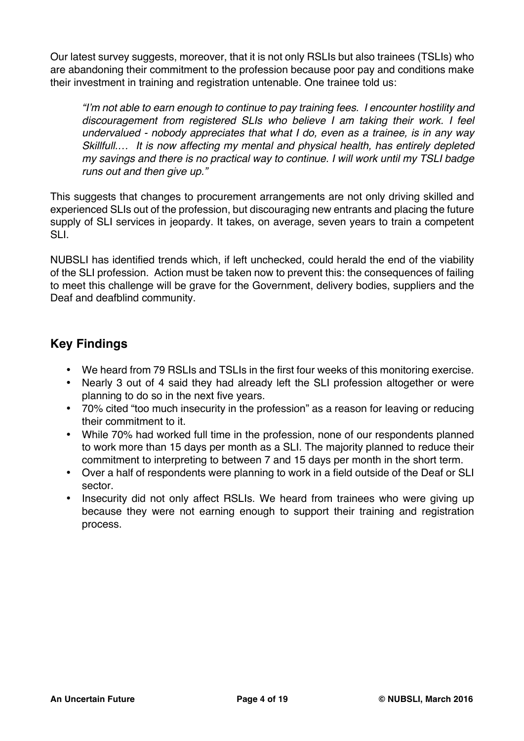Our latest survey suggests, moreover, that it is not only RSLIs but also trainees (TSLIs) who are abandoning their commitment to the profession because poor pay and conditions make their investment in training and registration untenable. One trainee told us:

> *"I'm not able to earn enough to continue to pay training fees. I encounter hostility and discouragement from registered SLIs who believe I am taking their work. I feel undervalued - nobody appreciates that what I do, even as a trainee, is in any way Skillfull.… It is now affecting my mental and physical health, has entirely depleted my savings and there is no practical way to continue. I will work until my TSLI badge runs out and then give up."*

This suggests that changes to procurement arrangements are not only driving skilled and experienced SLIs out of the profession, but discouraging new entrants and placing the future supply of SLI services in jeopardy. It takes, on average, seven years to train a competent SLI.

NUBSLI has identified trends which, if left unchecked, could herald the end of the viability of the SLI profession. Action must be taken now to prevent this: the consequences of failing to meet this challenge will be grave for the Government, delivery bodies, suppliers and the Deaf and deafblind community.

## Key Findings

- We heard from 79 RSLIs and TSLIs in the first four weeks of this monitoring exercise.
- Nearly 3 out of 4 said they had already left the SLI profession altogether or were planning to do so in the next five years.
- 70% cited "too much insecurity in the profession" as a reason for leaving or reducing their commitment to it.
- While 70% had worked full time in the profession, none of our respondents planned to work more than 15 days per month as a SLI. The majority planned to reduce their commitment to interpreting to between 7 and 15 days per month in the short term.
- Over a half of respondents were planning to work in a field outside of the Deaf or SLI sector.
- Insecurity did not only affect RSLIs. We heard from trainees who were giving up because they were not earning enough to support their training and registration process.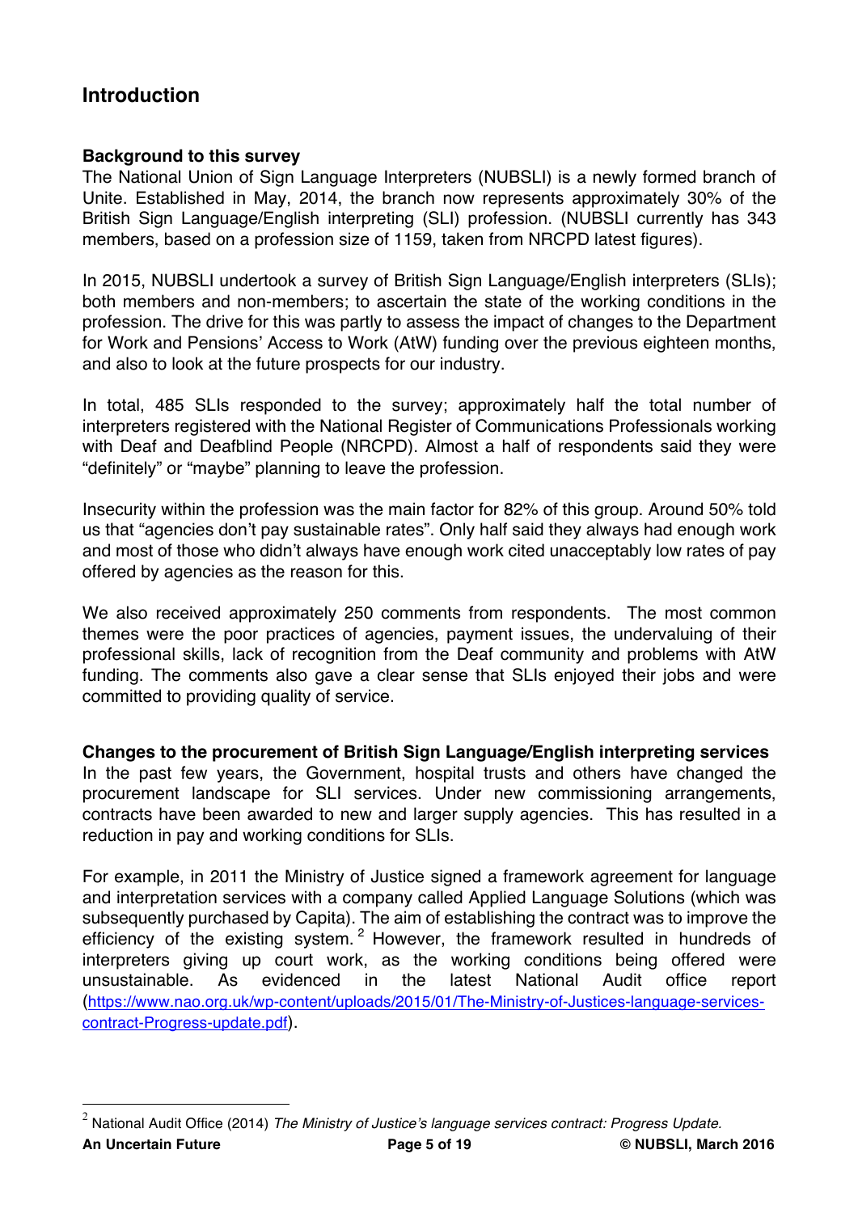## Introduction

### Background to this survey

The National Union of Sign Language Interpreters (NUBSLI) is a newly formed branch of Unite. Established in May, 2014, the branch now represents approximately 30% of the British Sign Language/English interpreting (SLI) profession. (NUBSLI currently has 343 members, based on a profession size of 1159, taken from NRCPD latest figures).

In 2015, NUBSLI undertook a survey of British Sign Language/English interpreters (SLIs); both members and non-members; to ascertain the state of the working conditions in the profession. The drive for this was partly to assess the impact of changes to the Department for Work and Pensions' Access to Work (AtW) funding over the previous eighteen months, and also to look at the future prospects for our industry.

In total, 485 SLIs responded to the survey; approximately half the total number of interpreters registered with the National Register of Communications Professionals working with Deaf and Deafblind People (NRCPD). Almost a half of respondents said they were "definitely" or "maybe" planning to leave the profession.

Insecurity within the profession was the main factor for 82% of this group. Around 50% told us that "agencies don't pay sustainable rates". Only half said they always had enough work and most of those who didn't always have enough work cited unacceptably low rates of pay offered by agencies as the reason for this.

We also received approximately 250 comments from respondents. The most common themes were the poor practices of agencies, payment issues, the undervaluing of their professional skills, lack of recognition from the Deaf community and problems with AtW funding. The comments also gave a clear sense that SLIs enjoyed their jobs and were committed to providing quality of service.

### Changes to the procurement of British Sign Language/English interpreting services

In the past few years, the Government, hospital trusts and others have changed the procurement landscape for SLI services. Under new commissioning arrangements, contracts have been awarded to new and larger supply agencies. This has resulted in a reduction in pay and working conditions for SLIs.

For example, in 2011 the Ministry of Justice signed a framework agreement for language and interpretation services with a company called Applied Language Solutions (which was subsequently purchased by Capita). The aim of establishing the contract was to improve the efficiency of the existing system.[2] However, the framework resulted in hundreds of interpreters giving up court work, as the working conditions being offered were unsustainable. As evidenced in the latest National Audit office report (https://www.nao.org.uk/wp-content/uploads/2015/01/The-Ministry-of-Justices-language-services-contract-Progress-update.pdf).

[2] National Audit Office (2014) *The Ministry of Justice's language services contract: Progress Update.*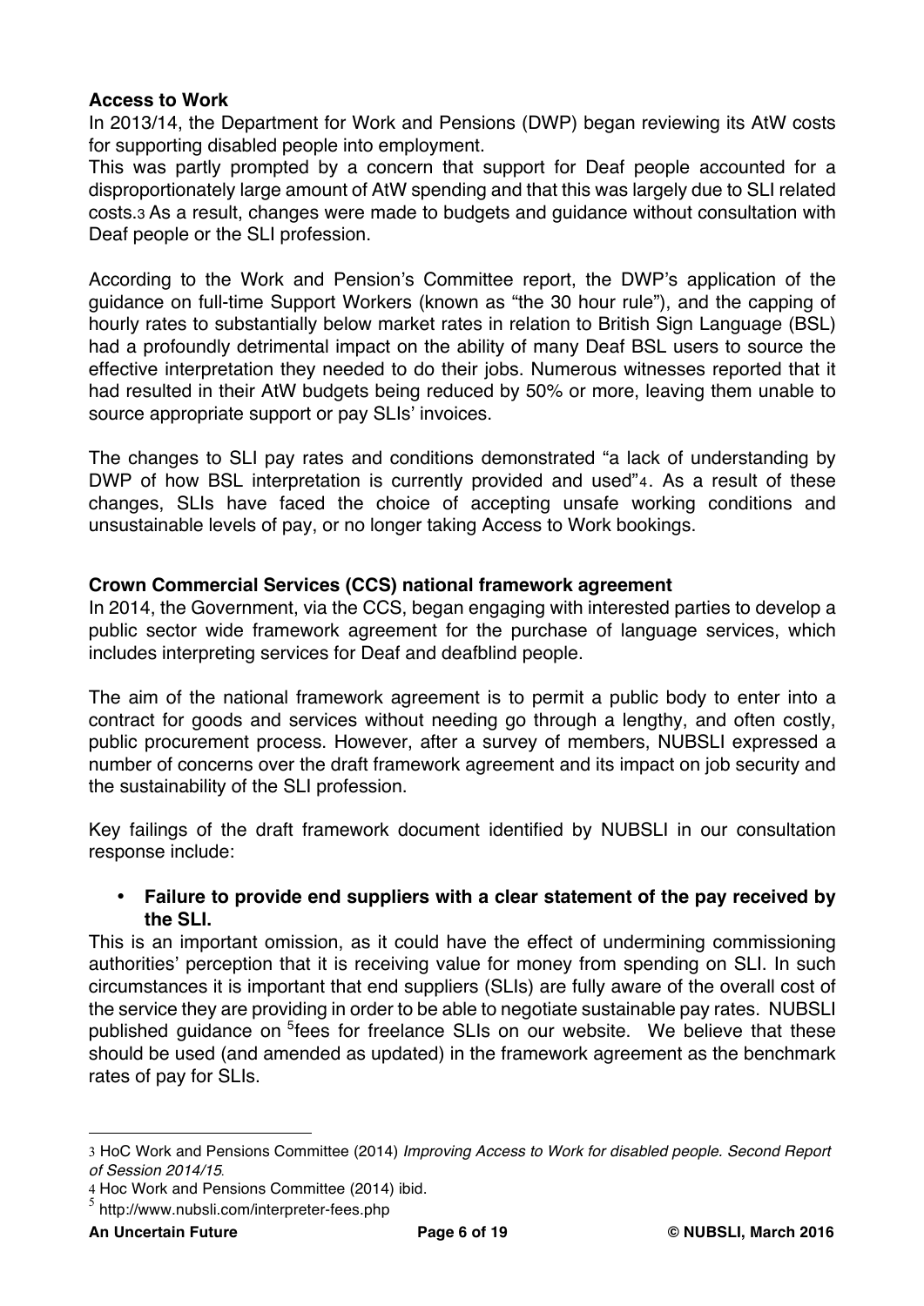**Access to Work**

In 2013/14, the Department for Work and Pensions (DWP) began reviewing its AtW costs for supporting disabled people into employment.

This was partly prompted by a concern that support for Deaf people accounted for a disproportionately large amount of AtW spending and that this was largely due to SLI related costs.[3] As a result, changes were made to budgets and guidance without consultation with Deaf people or the SLI profession.

According to the Work and Pension's Committee report, the DWP's application of the guidance on full-time Support Workers (known as "the 30 hour rule"), and the capping of hourly rates to substantially below market rates in relation to British Sign Language (BSL) had a profoundly detrimental impact on the ability of many Deaf BSL users to source the effective interpretation they needed to do their jobs. Numerous witnesses reported that it had resulted in their AtW budgets being reduced by 50% or more, leaving them unable to source appropriate support or pay SLIs' invoices.

The changes to SLI pay rates and conditions demonstrated "a lack of understanding by DWP of how BSL interpretation is currently provided and used"[4]. As a result of these changes, SLIs have faced the choice of accepting unsafe working conditions and unsustainable levels of pay, or no longer taking Access to Work bookings.

**Crown Commercial Services (CCS) national framework agreement**

In 2014, the Government, via the CCS, began engaging with interested parties to develop a public sector wide framework agreement for the purchase of language services, which includes interpreting services for Deaf and deafblind people.

The aim of the national framework agreement is to permit a public body to enter into a contract for goods and services without needing go through a lengthy, and often costly, public procurement process. However, after a survey of members, NUBSLI expressed a number of concerns over the draft framework agreement and its impact on job security and the sustainability of the SLI profession.

Key failings of the draft framework document identified by NUBSLI in our consultation response include:

- **Failure to provide end suppliers with a clear statement of the pay received by the SLI.**

This is an important omission, as it could have the effect of undermining commissioning authorities' perception that it is receiving value for money from spending on SLI. In such circumstances it is important that end suppliers (SLIs) are fully aware of the overall cost of the service they are providing in order to be able to negotiate sustainable pay rates. NUBSLI published guidance on [5]fees for freelance SLIs on our website. We believe that these should be used (and amended as updated) in the framework agreement as the benchmark rates of pay for SLIs.

---

[3] HoC Work and Pensions Committee (2014) *Improving Access to Work for disabled people. Second Report of Session 2014/15*.

[4] Hoc Work and Pensions Committee (2014) ibid.

[5] http://www.nubsli.com/interpreter-fees.php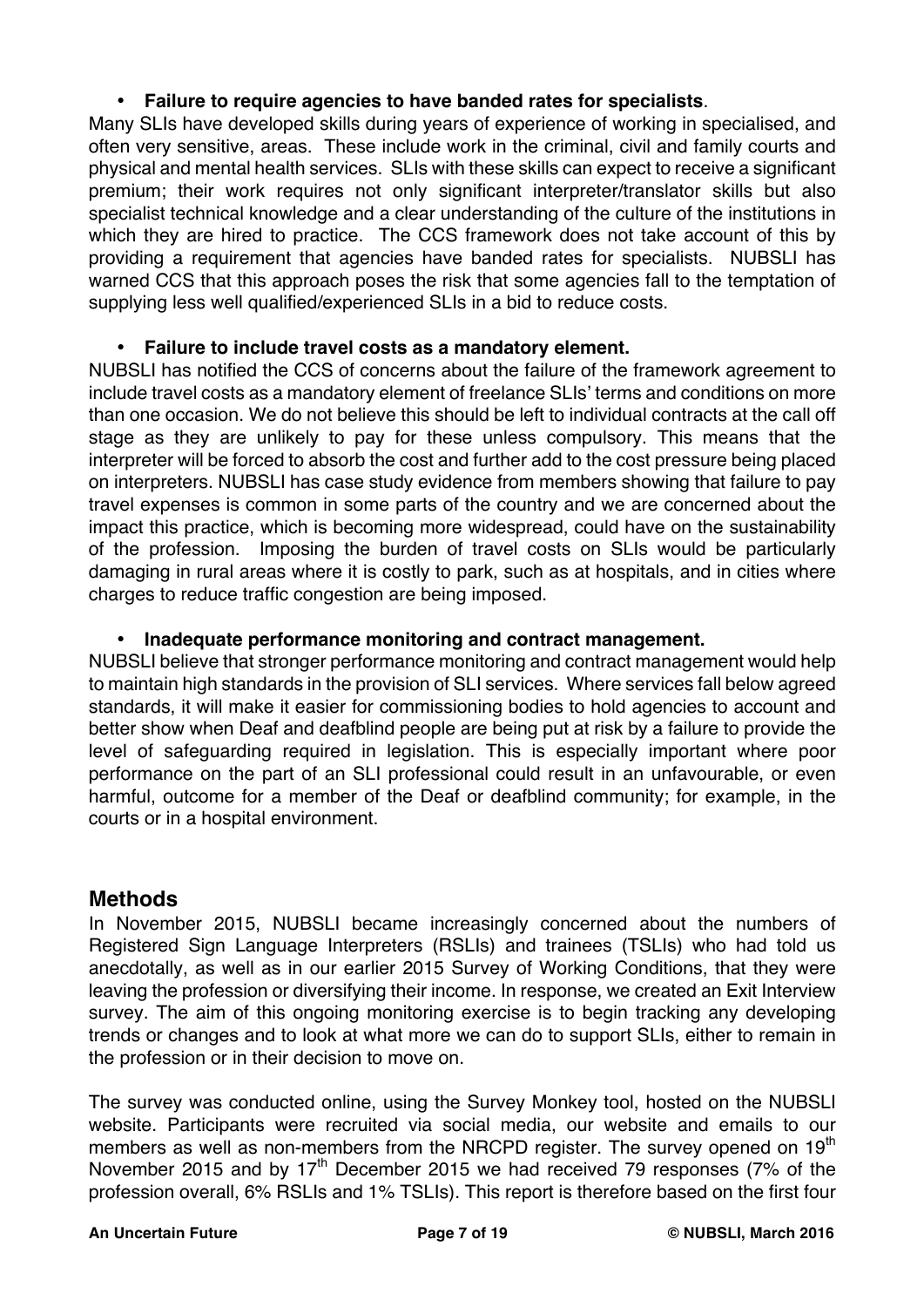- **Failure to require agencies to have banded rates for specialists**.

Many SLIs have developed skills during years of experience of working in specialised, and often very sensitive, areas. These include work in the criminal, civil and family courts and physical and mental health services. SLIs with these skills can expect to receive a significant premium; their work requires not only significant interpreter/translator skills but also specialist technical knowledge and a clear understanding of the culture of the institutions in which they are hired to practice. The CCS framework does not take account of this by providing a requirement that agencies have banded rates for specialists. NUBSLI has warned CCS that this approach poses the risk that some agencies fall to the temptation of supplying less well qualified/experienced SLIs in a bid to reduce costs.

- **Failure to include travel costs as a mandatory element.**

NUBSLI has notified the CCS of concerns about the failure of the framework agreement to include travel costs as a mandatory element of freelance SLIs' terms and conditions on more than one occasion. We do not believe this should be left to individual contracts at the call off stage as they are unlikely to pay for these unless compulsory. This means that the interpreter will be forced to absorb the cost and further add to the cost pressure being placed on interpreters. NUBSLI has case study evidence from members showing that failure to pay travel expenses is common in some parts of the country and we are concerned about the impact this practice, which is becoming more widespread, could have on the sustainability of the profession. Imposing the burden of travel costs on SLIs would be particularly damaging in rural areas where it is costly to park, such as at hospitals, and in cities where charges to reduce traffic congestion are being imposed.

- **Inadequate performance monitoring and contract management.**

NUBSLI believe that stronger performance monitoring and contract management would help to maintain high standards in the provision of SLI services. Where services fall below agreed standards, it will make it easier for commissioning bodies to hold agencies to account and better show when Deaf and deafblind people are being put at risk by a failure to provide the level of safeguarding required in legislation. This is especially important where poor performance on the part of an SLI professional could result in an unfavourable, or even harmful, outcome for a member of the Deaf or deafblind community; for example, in the courts or in a hospital environment.

## Methods

In November 2015, NUBSLI became increasingly concerned about the numbers of Registered Sign Language Interpreters (RSLIs) and trainees (TSLIs) who had told us anecdotally, as well as in our earlier 2015 Survey of Working Conditions, that they were leaving the profession or diversifying their income. In response, we created an Exit Interview survey. The aim of this ongoing monitoring exercise is to begin tracking any developing trends or changes and to look at what more we can do to support SLIs, either to remain in the profession or in their decision to move on.

The survey was conducted online, using the Survey Monkey tool, hosted on the NUBSLI website. Participants were recruited via social media, our website and emails to our members as well as non-members from the NRCPD register. The survey opened on 19th November 2015 and by 17th December 2015 we had received 79 responses (7% of the profession overall, 6% RSLIs and 1% TSLIs). This report is therefore based on the first four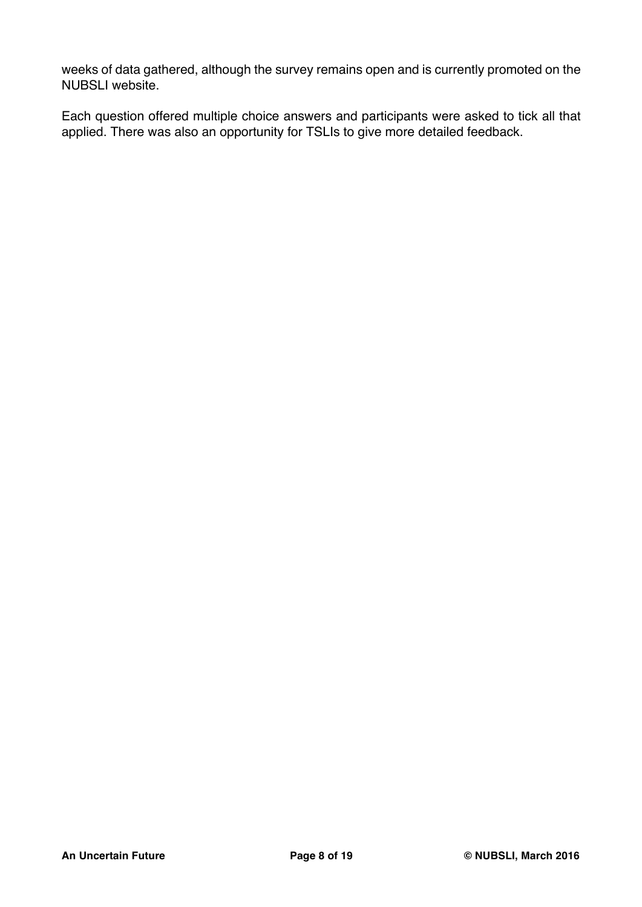weeks of data gathered, although the survey remains open and is currently promoted on the NUBSLI website.

Each question offered multiple choice answers and participants were asked to tick all that applied. There was also an opportunity for TSLIs to give more detailed feedback.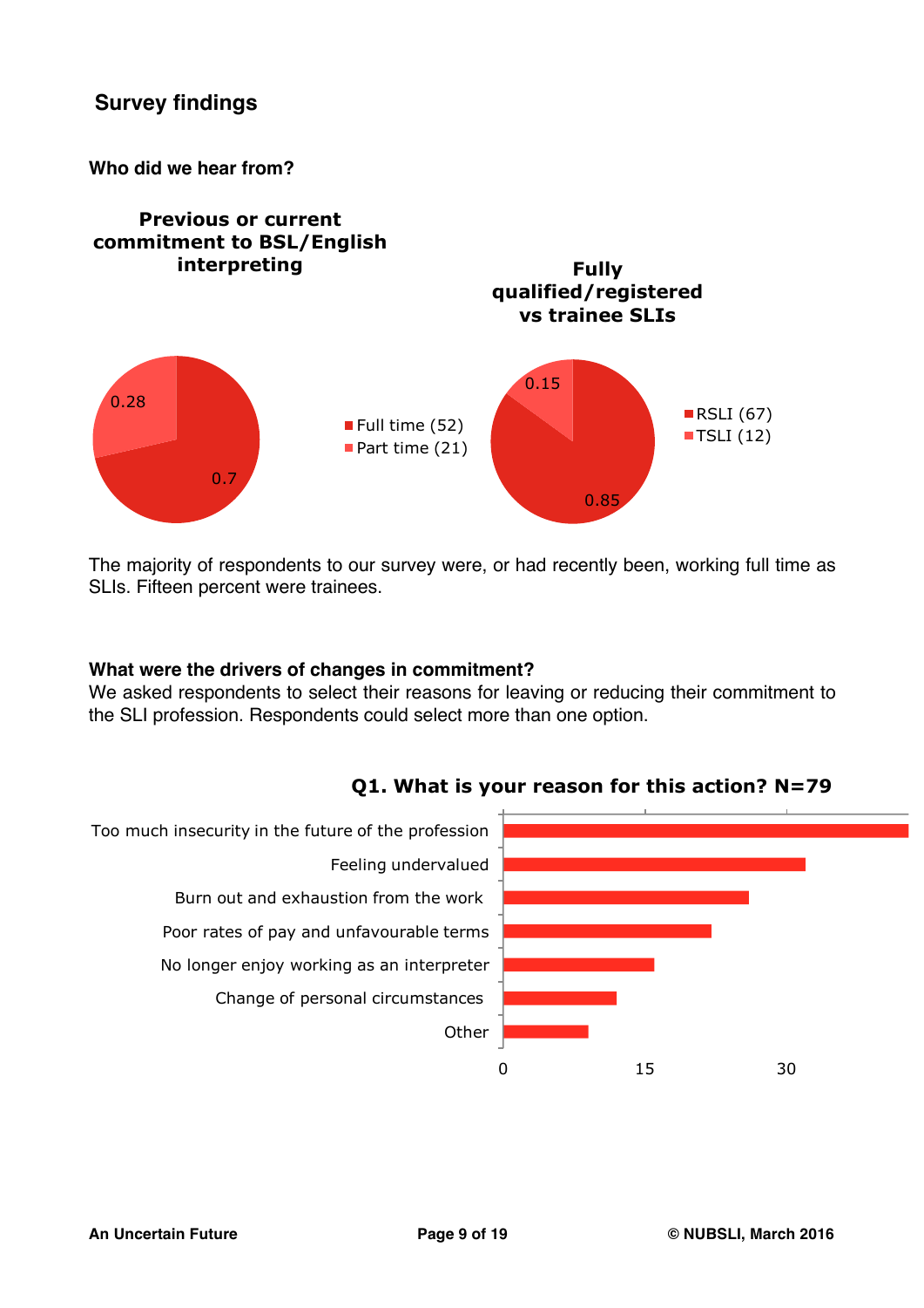## Survey findings

**Who did we hear from?**

**Previous or current commitment to BSL/English interpreting**

- Full time (52): 0.7
- Part time (21): 0.28

**Fully qualified/registered vs trainee SLIs**

- RSLI (67): 0.85
- TSLI (12): 0.15

The majority of respondents to our survey were, or had recently been, working full time as SLIs. Fifteen percent were trainees.

**What were the drivers of changes in commitment?**

We asked respondents to select their reasons for leaving or reducing their commitment to the SLI profession. Respondents could select more than one option.

**Q1. What is your reason for this action? N=79**

- Too much insecurity in the future of the profession
- Feeling undervalued
- Burn out and exhaustion from the work
- Poor rates of pay and unfavourable terms
- No longer enjoy working as an interpreter
- Change of personal circumstances
- Other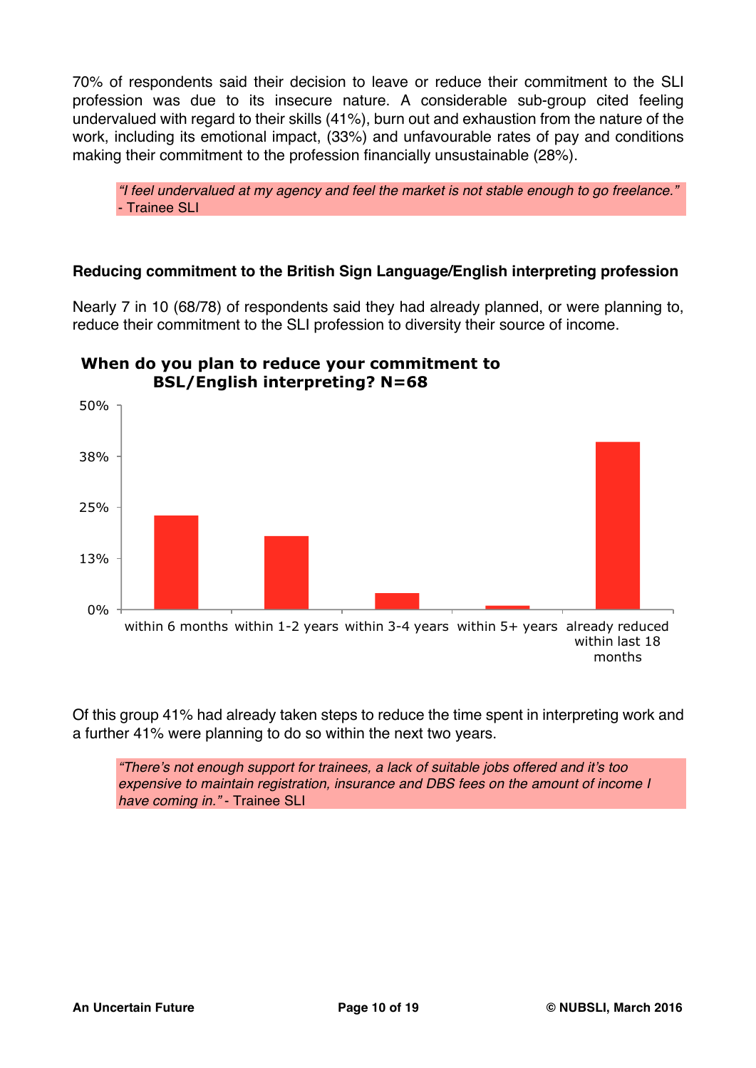70% of respondents said their decision to leave or reduce their commitment to the SLI profession was due to its insecure nature. A considerable sub-group cited feeling undervalued with regard to their skills (41%), burn out and exhaustion from the nature of the work, including its emotional impact, (33%) and unfavourable rates of pay and conditions making their commitment to the profession financially unsustainable (28%).

> *"I feel undervalued at my agency and feel the market is not stable enough to go freelance."* - Trainee SLI

### Reducing commitment to the British Sign Language/English interpreting profession

Nearly 7 in 10 (68/78) of respondents said they had already planned, or were planning to, reduce their commitment to the SLI profession to diversity their source of income.

**When do you plan to reduce your commitment to BSL/English interpreting? N=68**

50%
38%
25%
13%
0%

within 6 months | within 1-2 years | within 3-4 years | within 5+ years | already reduced within last 18 months

Of this group 41% had already taken steps to reduce the time spent in interpreting work and a further 41% were planning to do so within the next two years.

> *"There's not enough support for trainees, a lack of suitable jobs offered and it's too expensive to maintain registration, insurance and DBS fees on the amount of income I have coming in."* - Trainee SLI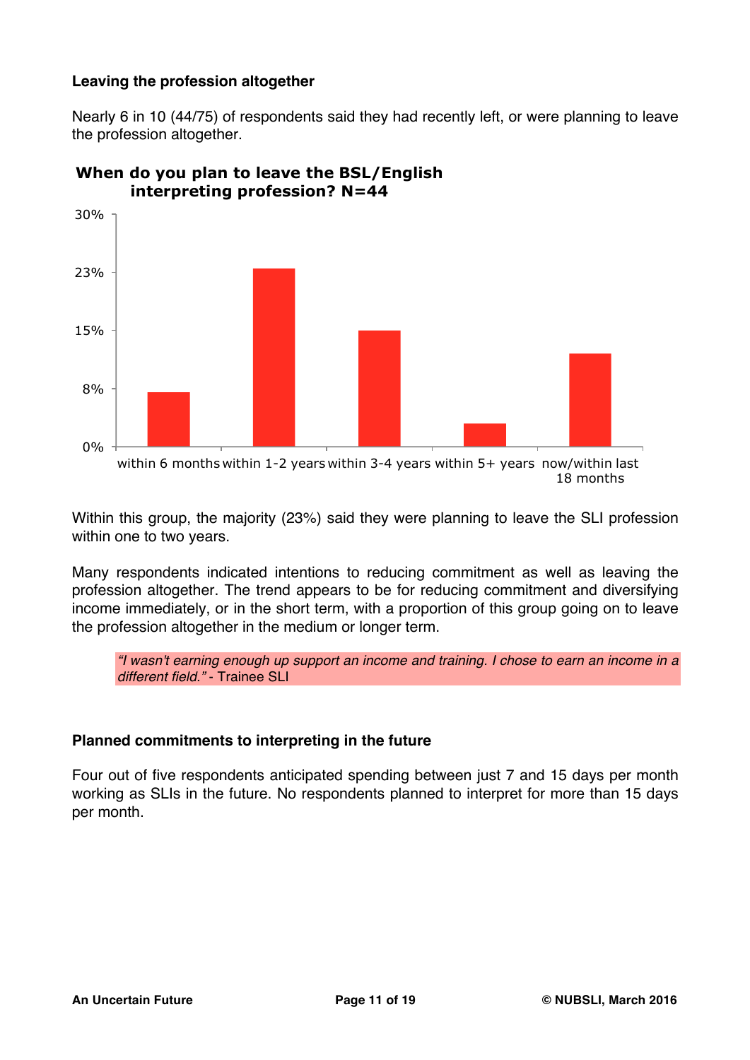**Leaving the profession altogether**

Nearly 6 in 10 (44/75) of respondents said they had recently left, or were planning to leave the profession altogether.

**When do you plan to leave the BSL/English interpreting profession? N=44**

Within this group, the majority (23%) said they were planning to leave the SLI profession within one to two years.

Many respondents indicated intentions to reducing commitment as well as leaving the profession altogether. The trend appears to be for reducing commitment and diversifying income immediately, or in the short term, with a proportion of this group going on to leave the profession altogether in the medium or longer term.

> *"I wasn't earning enough up support an income and training. I chose to earn an income in a different field."* - Trainee SLI

**Planned commitments to interpreting in the future**

Four out of five respondents anticipated spending between just 7 and 15 days per month working as SLIs in the future. No respondents planned to interpret for more than 15 days per month.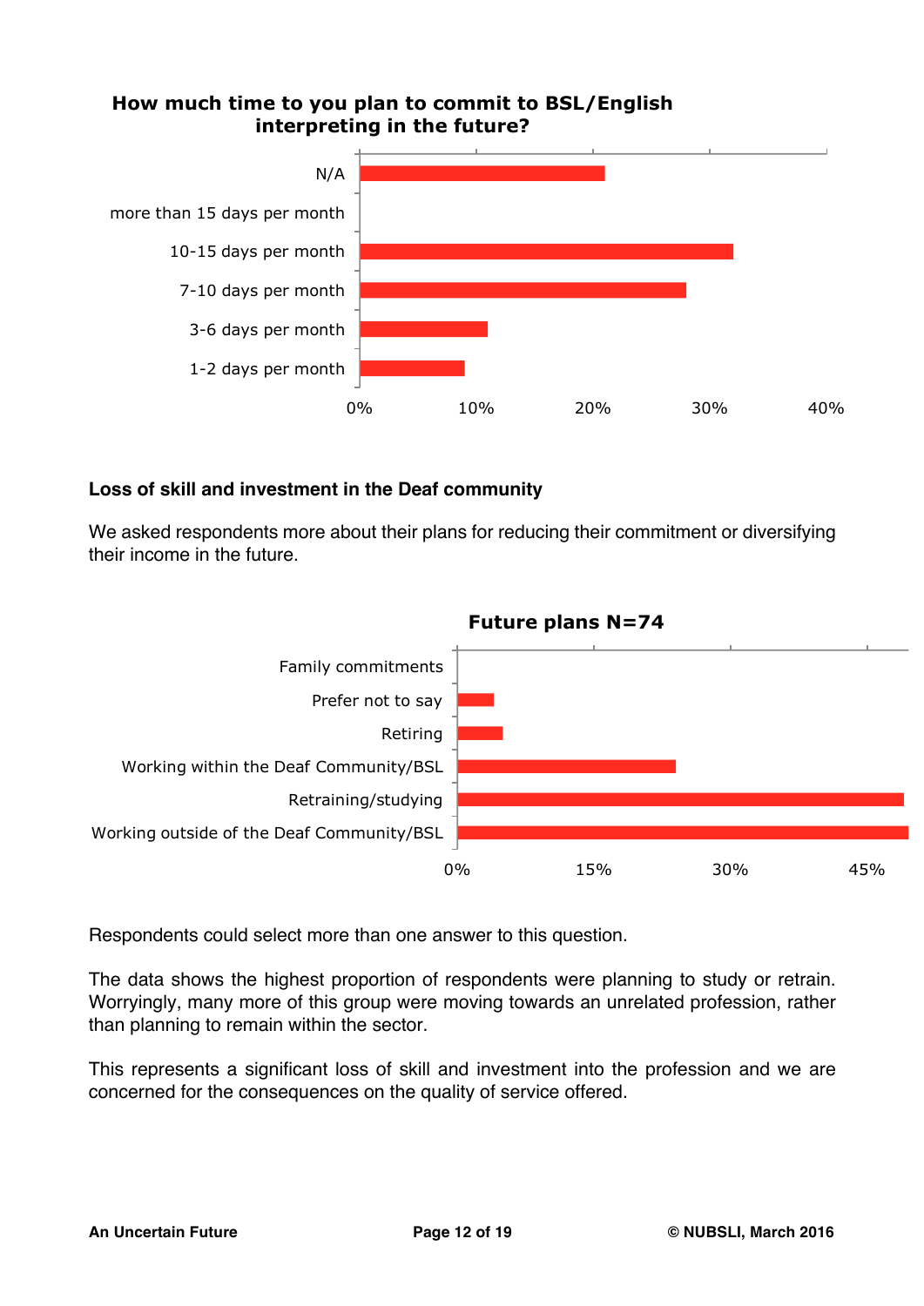**How much time to you plan to commit to BSL/English interpreting in the future?**

| Response | Percentage (approx.) |
| --- | --- |
| N/A | 21% |
| more than 15 days per month | 0% |
| 10-15 days per month | 32% |
| 7-10 days per month | 28% |
| 3-6 days per month | 11% |
| 1-2 days per month | 9% |

## Loss of skill and investment in the Deaf community

We asked respondents more about their plans for reducing their commitment or diversifying their income in the future.

**Future plans N=74**

| Plan | Percentage (approx.) |
| --- | --- |
| Family commitments | 0% |
| Prefer not to say | 4% |
| Retiring | 5% |
| Working within the Deaf Community/BSL | 24% |
| Retraining/studying | 49% |
| Working outside of the Deaf Community/BSL | 50% |

Respondents could select more than one answer to this question.

The data shows the highest proportion of respondents were planning to study or retrain. Worryingly, many more of this group were moving towards an unrelated profession, rather than planning to remain within the sector.

This represents a significant loss of skill and investment into the profession and we are concerned for the consequences on the quality of service offered.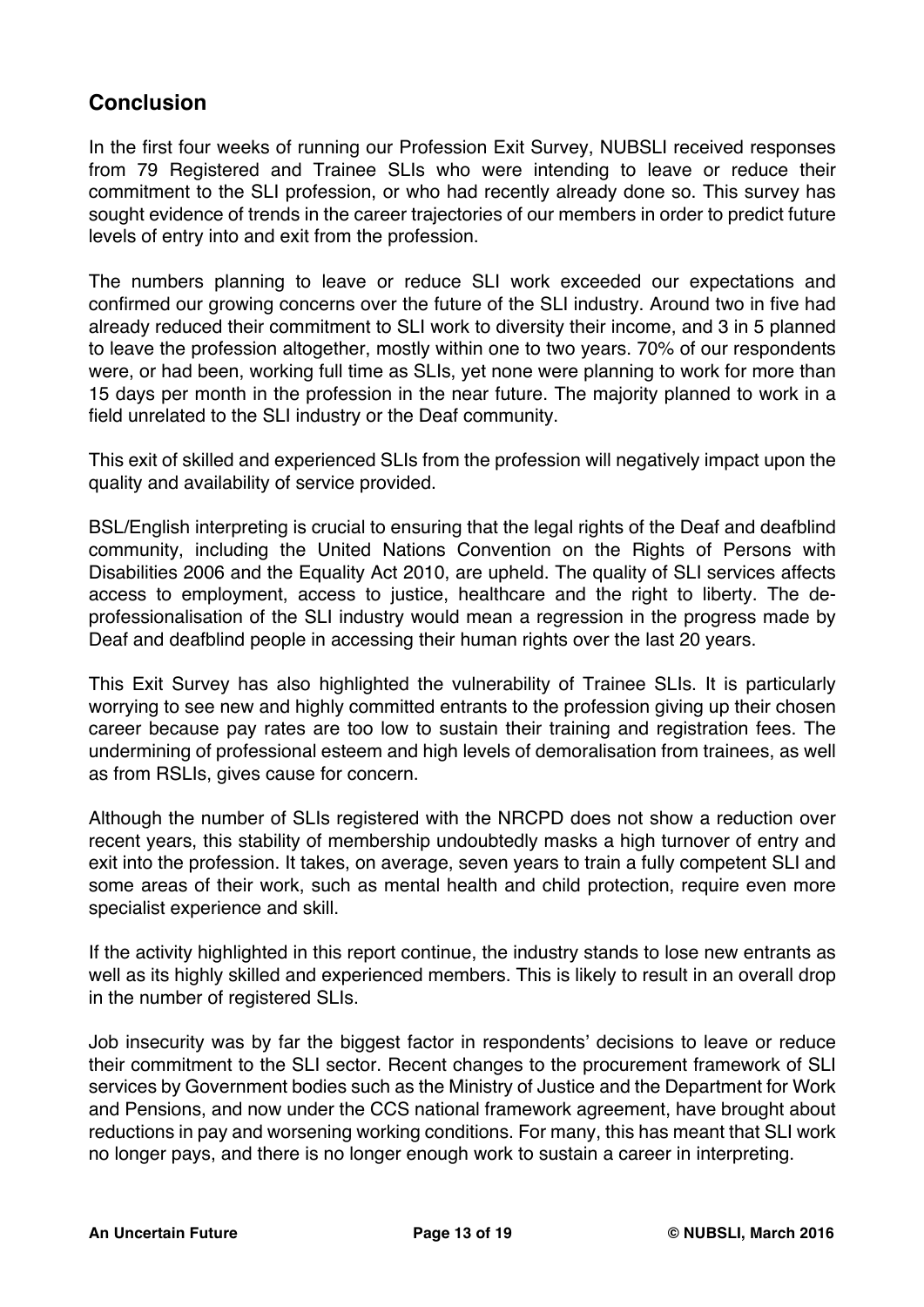## Conclusion

In the first four weeks of running our Profession Exit Survey, NUBSLI received responses from 79 Registered and Trainee SLIs who were intending to leave or reduce their commitment to the SLI profession, or who had recently already done so. This survey has sought evidence of trends in the career trajectories of our members in order to predict future levels of entry into and exit from the profession.

The numbers planning to leave or reduce SLI work exceeded our expectations and confirmed our growing concerns over the future of the SLI industry. Around two in five had already reduced their commitment to SLI work to diversity their income, and 3 in 5 planned to leave the profession altogether, mostly within one to two years. 70% of our respondents were, or had been, working full time as SLIs, yet none were planning to work for more than 15 days per month in the profession in the near future. The majority planned to work in a field unrelated to the SLI industry or the Deaf community.

This exit of skilled and experienced SLIs from the profession will negatively impact upon the quality and availability of service provided.

BSL/English interpreting is crucial to ensuring that the legal rights of the Deaf and deafblind community, including the United Nations Convention on the Rights of Persons with Disabilities 2006 and the Equality Act 2010, are upheld. The quality of SLI services affects access to employment, access to justice, healthcare and the right to liberty. The de-professionalisation of the SLI industry would mean a regression in the progress made by Deaf and deafblind people in accessing their human rights over the last 20 years.

This Exit Survey has also highlighted the vulnerability of Trainee SLIs. It is particularly worrying to see new and highly committed entrants to the profession giving up their chosen career because pay rates are too low to sustain their training and registration fees. The undermining of professional esteem and high levels of demoralisation from trainees, as well as from RSLIs, gives cause for concern.

Although the number of SLIs registered with the NRCPD does not show a reduction over recent years, this stability of membership undoubtedly masks a high turnover of entry and exit into the profession. It takes, on average, seven years to train a fully competent SLI and some areas of their work, such as mental health and child protection, require even more specialist experience and skill.

If the activity highlighted in this report continue, the industry stands to lose new entrants as well as its highly skilled and experienced members. This is likely to result in an overall drop in the number of registered SLIs.

Job insecurity was by far the biggest factor in respondents' decisions to leave or reduce their commitment to the SLI sector. Recent changes to the procurement framework of SLI services by Government bodies such as the Ministry of Justice and the Department for Work and Pensions, and now under the CCS national framework agreement, have brought about reductions in pay and worsening working conditions. For many, this has meant that SLI work no longer pays, and there is no longer enough work to sustain a career in interpreting.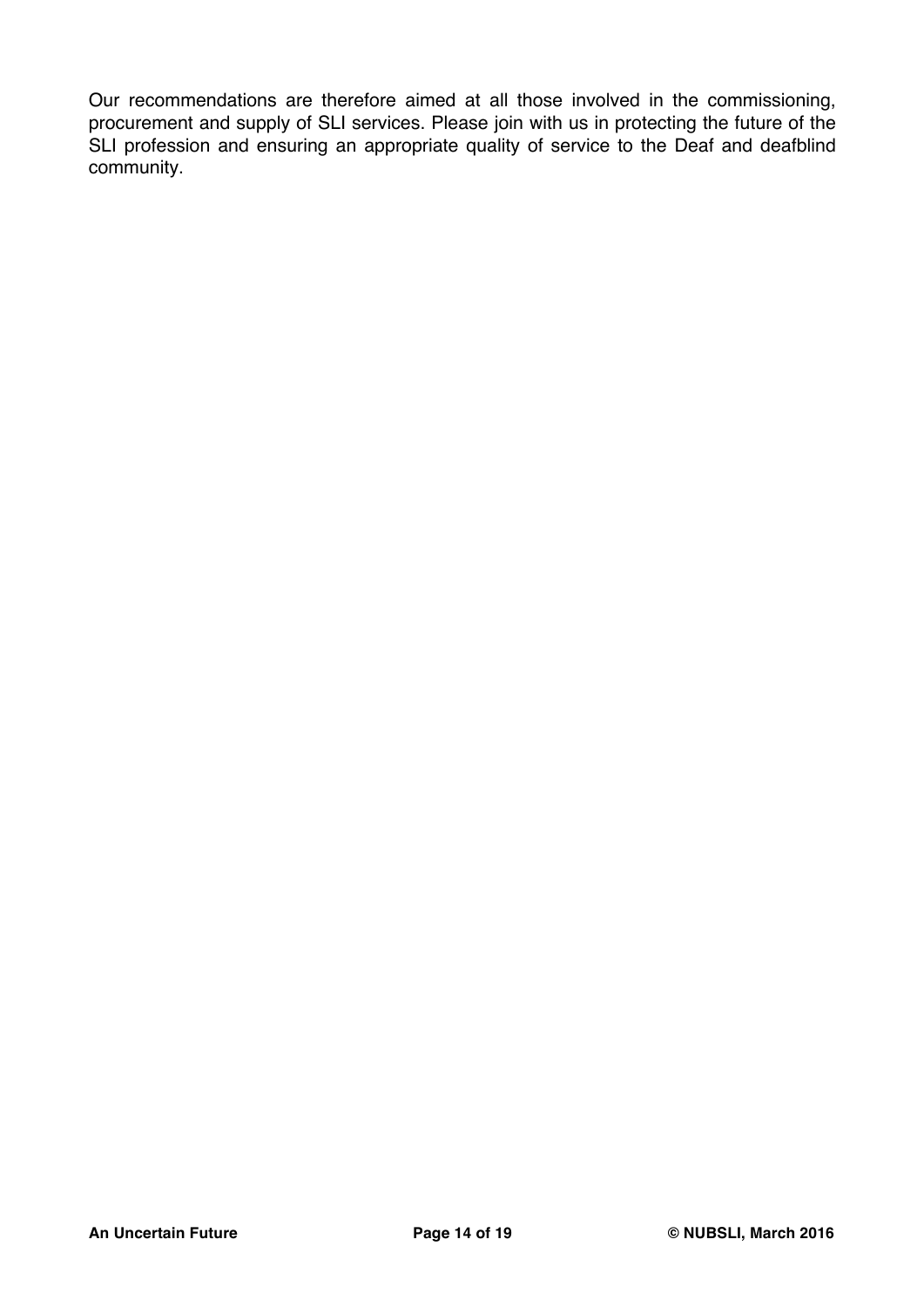Our recommendations are therefore aimed at all those involved in the commissioning, procurement and supply of SLI services. Please join with us in protecting the future of the SLI profession and ensuring an appropriate quality of service to the Deaf and deafblind community.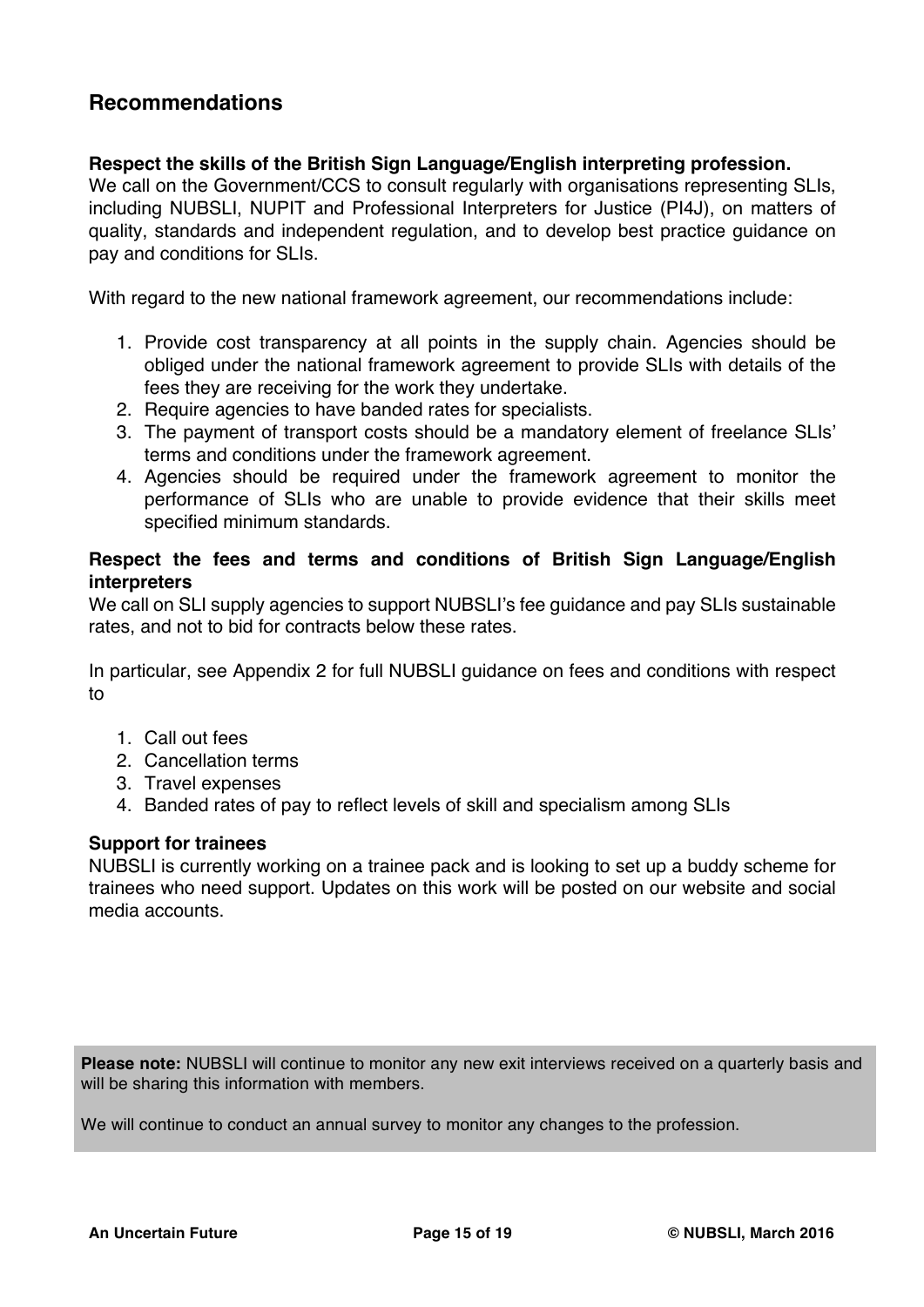## Recommendations

**Respect the skills of the British Sign Language/English interpreting profession.**
We call on the Government/CCS to consult regularly with organisations representing SLIs, including NUBSLI, NUPIT and Professional Interpreters for Justice (PI4J), on matters of quality, standards and independent regulation, and to develop best practice guidance on pay and conditions for SLIs.

With regard to the new national framework agreement, our recommendations include:

1. Provide cost transparency at all points in the supply chain. Agencies should be obliged under the national framework agreement to provide SLIs with details of the fees they are receiving for the work they undertake.
2. Require agencies to have banded rates for specialists.
3. The payment of transport costs should be a mandatory element of freelance SLIs' terms and conditions under the framework agreement.
4. Agencies should be required under the framework agreement to monitor the performance of SLIs who are unable to provide evidence that their skills meet specified minimum standards.

**Respect the fees and terms and conditions of British Sign Language/English interpreters**
We call on SLI supply agencies to support NUBSLI's fee guidance and pay SLIs sustainable rates, and not to bid for contracts below these rates.

In particular, see Appendix 2 for full NUBSLI guidance on fees and conditions with respect to

1. Call out fees
2. Cancellation terms
3. Travel expenses
4. Banded rates of pay to reflect levels of skill and specialism among SLIs

**Support for trainees**
NUBSLI is currently working on a trainee pack and is looking to set up a buddy scheme for trainees who need support. Updates on this work will be posted on our website and social media accounts.

**Please note:** NUBSLI will continue to monitor any new exit interviews received on a quarterly basis and will be sharing this information with members.

We will continue to conduct an annual survey to monitor any changes to the profession.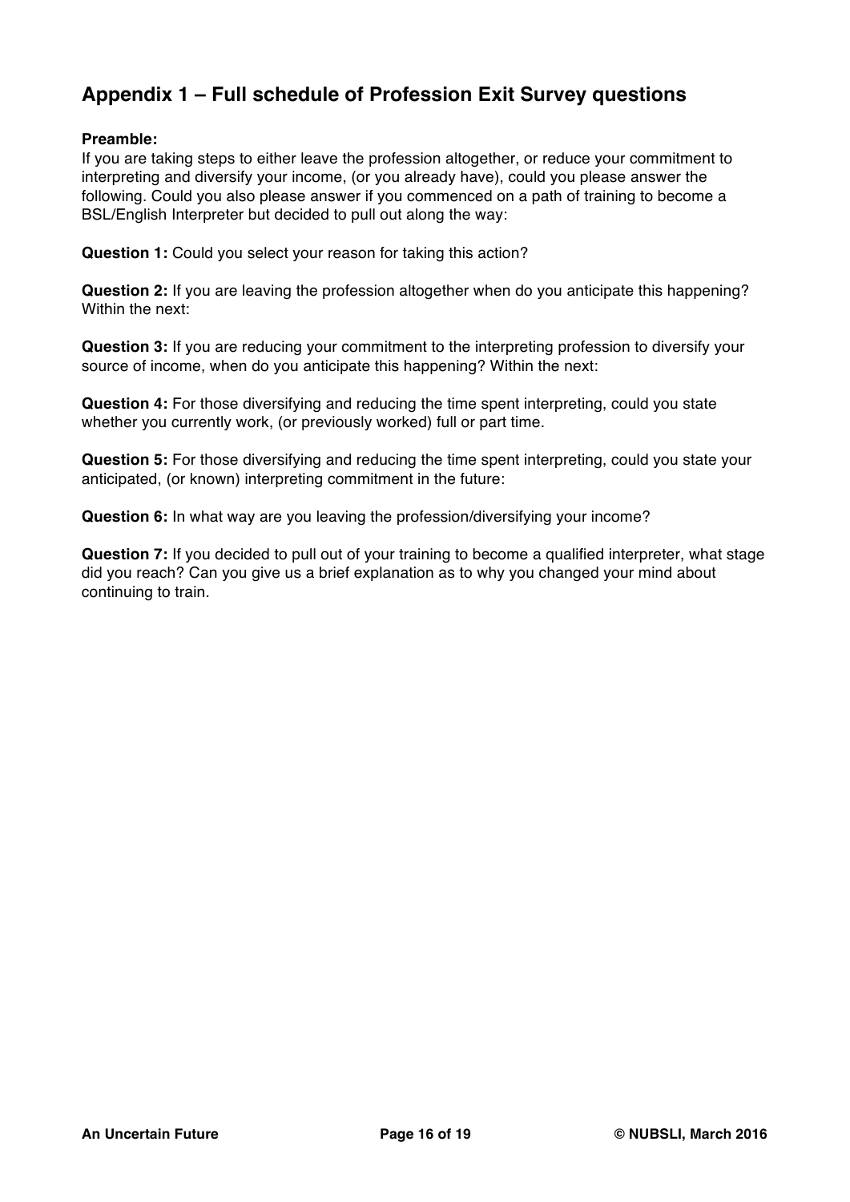## Appendix 1 – Full schedule of Profession Exit Survey questions

**Preamble:**
If you are taking steps to either leave the profession altogether, or reduce your commitment to interpreting and diversify your income, (or you already have), could you please answer the following. Could you also please answer if you commenced on a path of training to become a BSL/English Interpreter but decided to pull out along the way:

**Question 1:** Could you select your reason for taking this action?

**Question 2:** If you are leaving the profession altogether when do you anticipate this happening? Within the next:

**Question 3:** If you are reducing your commitment to the interpreting profession to diversify your source of income, when do you anticipate this happening? Within the next:

**Question 4:** For those diversifying and reducing the time spent interpreting, could you state whether you currently work, (or previously worked) full or part time.

**Question 5:** For those diversifying and reducing the time spent interpreting, could you state your anticipated, (or known) interpreting commitment in the future:

**Question 6:** In what way are you leaving the profession/diversifying your income?

**Question 7:** If you decided to pull out of your training to become a qualified interpreter, what stage did you reach? Can you give us a brief explanation as to why you changed your mind about continuing to train.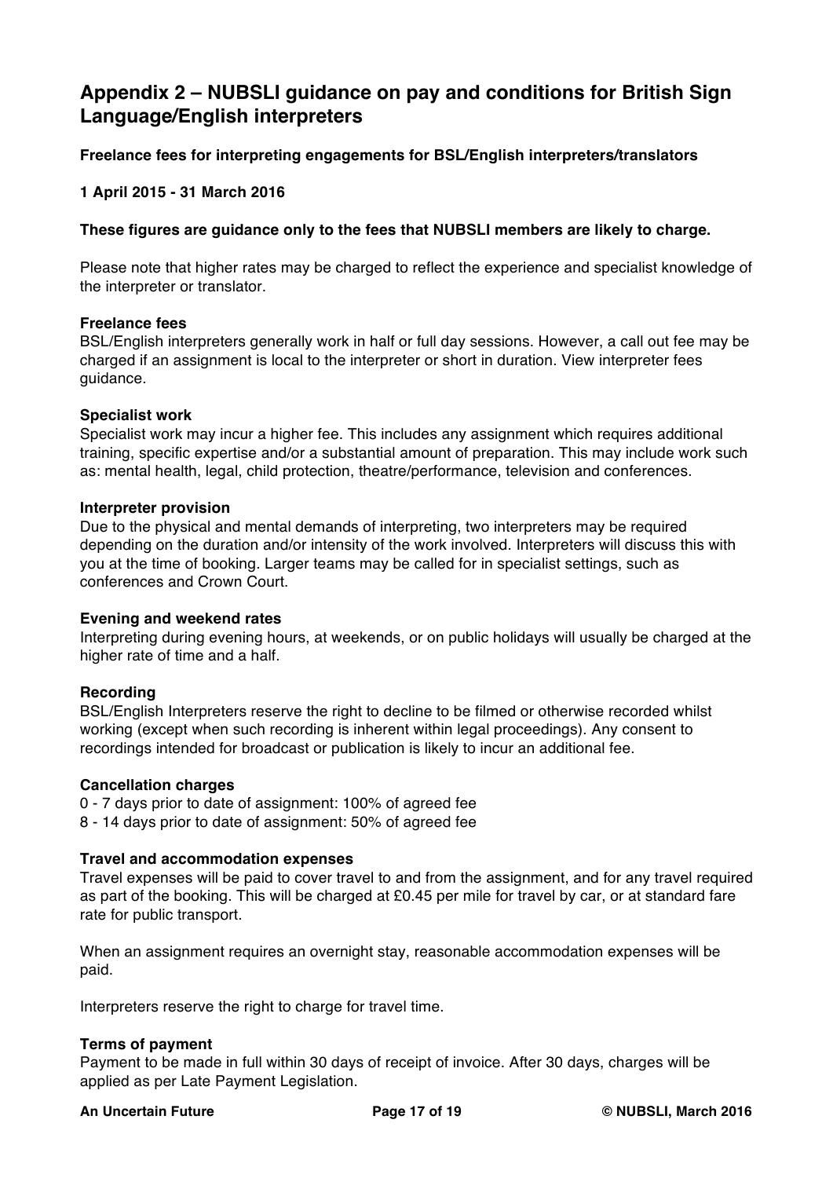## Appendix 2 – NUBSLI guidance on pay and conditions for British Sign Language/English interpreters

**Freelance fees for interpreting engagements for BSL/English interpreters/translators**

**1 April 2015 - 31 March 2016**

**These figures are guidance only to the fees that NUBSLI members are likely to charge.**

Please note that higher rates may be charged to reflect the experience and specialist knowledge of the interpreter or translator.

**Freelance fees**
BSL/English interpreters generally work in half or full day sessions. However, a call out fee may be charged if an assignment is local to the interpreter or short in duration. View interpreter fees guidance.

**Specialist work**
Specialist work may incur a higher fee. This includes any assignment which requires additional training, specific expertise and/or a substantial amount of preparation. This may include work such as: mental health, legal, child protection, theatre/performance, television and conferences.

**Interpreter provision**
Due to the physical and mental demands of interpreting, two interpreters may be required depending on the duration and/or intensity of the work involved. Interpreters will discuss this with you at the time of booking. Larger teams may be called for in specialist settings, such as conferences and Crown Court.

**Evening and weekend rates**
Interpreting during evening hours, at weekends, or on public holidays will usually be charged at the higher rate of time and a half.

**Recording**
BSL/English Interpreters reserve the right to decline to be filmed or otherwise recorded whilst working (except when such recording is inherent within legal proceedings). Any consent to recordings intended for broadcast or publication is likely to incur an additional fee.

**Cancellation charges**
0 - 7 days prior to date of assignment: 100% of agreed fee
8 - 14 days prior to date of assignment: 50% of agreed fee

**Travel and accommodation expenses**
Travel expenses will be paid to cover travel to and from the assignment, and for any travel required as part of the booking. This will be charged at £0.45 per mile for travel by car, or at standard fare rate for public transport.

When an assignment requires an overnight stay, reasonable accommodation expenses will be paid.

Interpreters reserve the right to charge for travel time.

**Terms of payment**
Payment to be made in full within 30 days of receipt of invoice. After 30 days, charges will be applied as per Late Payment Legislation.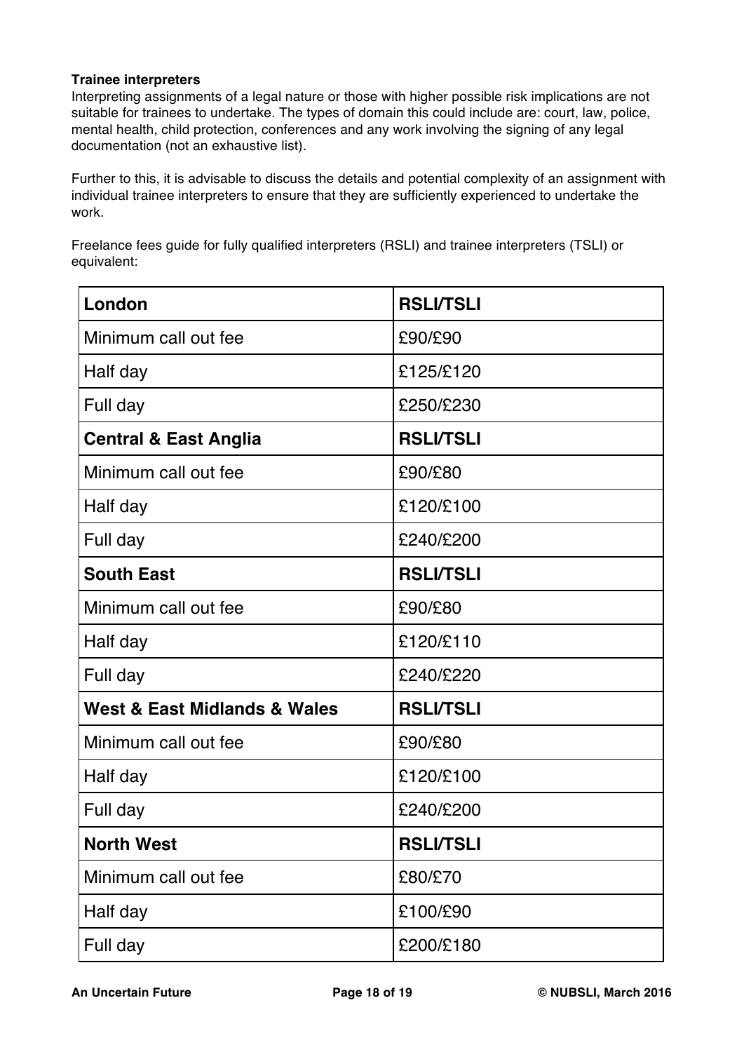**Trainee interpreters**

Interpreting assignments of a legal nature or those with higher possible risk implications are not suitable for trainees to undertake. The types of domain this could include are: court, law, police, mental health, child protection, conferences and any work involving the signing of any legal documentation (not an exhaustive list).

Further to this, it is advisable to discuss the details and potential complexity of an assignment with individual trainee interpreters to ensure that they are sufficiently experienced to undertake the work.

Freelance fees guide for fully qualified interpreters (RSLI) and trainee interpreters (TSLI) or equivalent:

| **London** | **RSLI/TSLI** |
| --- | --- |
| Minimum call out fee | £90/£90 |
| Half day | £125/£120 |
| Full day | £250/£230 |
| **Central & East Anglia** | **RSLI/TSLI** |
| Minimum call out fee | £90/£80 |
| Half day | £120/£100 |
| Full day | £240/£200 |
| **South East** | **RSLI/TSLI** |
| Minimum call out fee | £90/£80 |
| Half day | £120/£110 |
| Full day | £240/£220 |
| **West & East Midlands & Wales** | **RSLI/TSLI** |
| Minimum call out fee | £90/£80 |
| Half day | £120/£100 |
| Full day | £240/£200 |
| **North West** | **RSLI/TSLI** |
| Minimum call out fee | £80/£70 |
| Half day | £100/£90 |
| Full day | £200/£180 |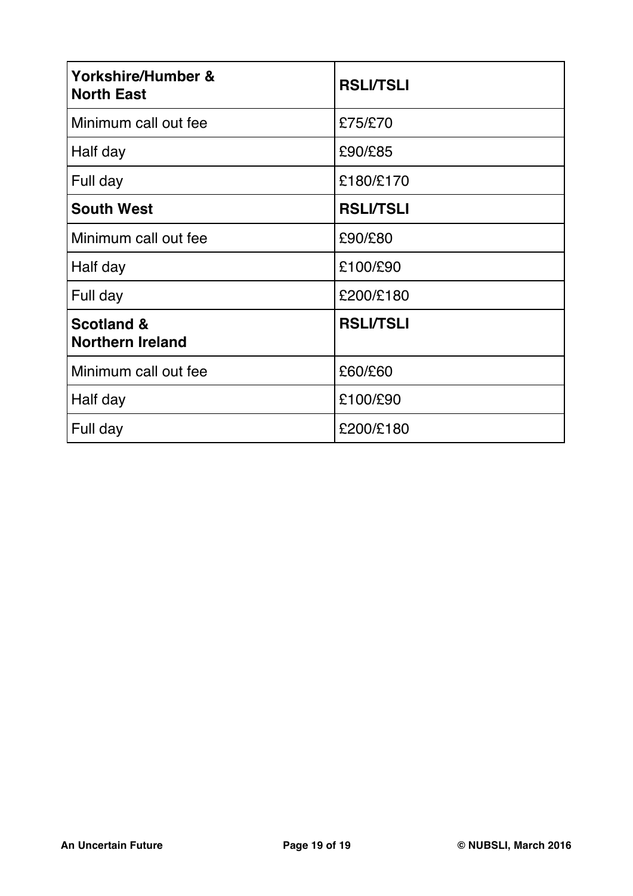| **Yorkshire/Humber & North East** | **RSLI/TSLI** |
|---|---|
| Minimum call out fee | £75/£70 |
| Half day | £90/£85 |
| Full day | £180/£170 |
| **South West** | **RSLI/TSLI** |
| Minimum call out fee | £90/£80 |
| Half day | £100/£90 |
| Full day | £200/£180 |
| **Scotland & Northern Ireland** | **RSLI/TSLI** |
| Minimum call out fee | £60/£60 |
| Half day | £100/£90 |
| Full day | £200/£180 |